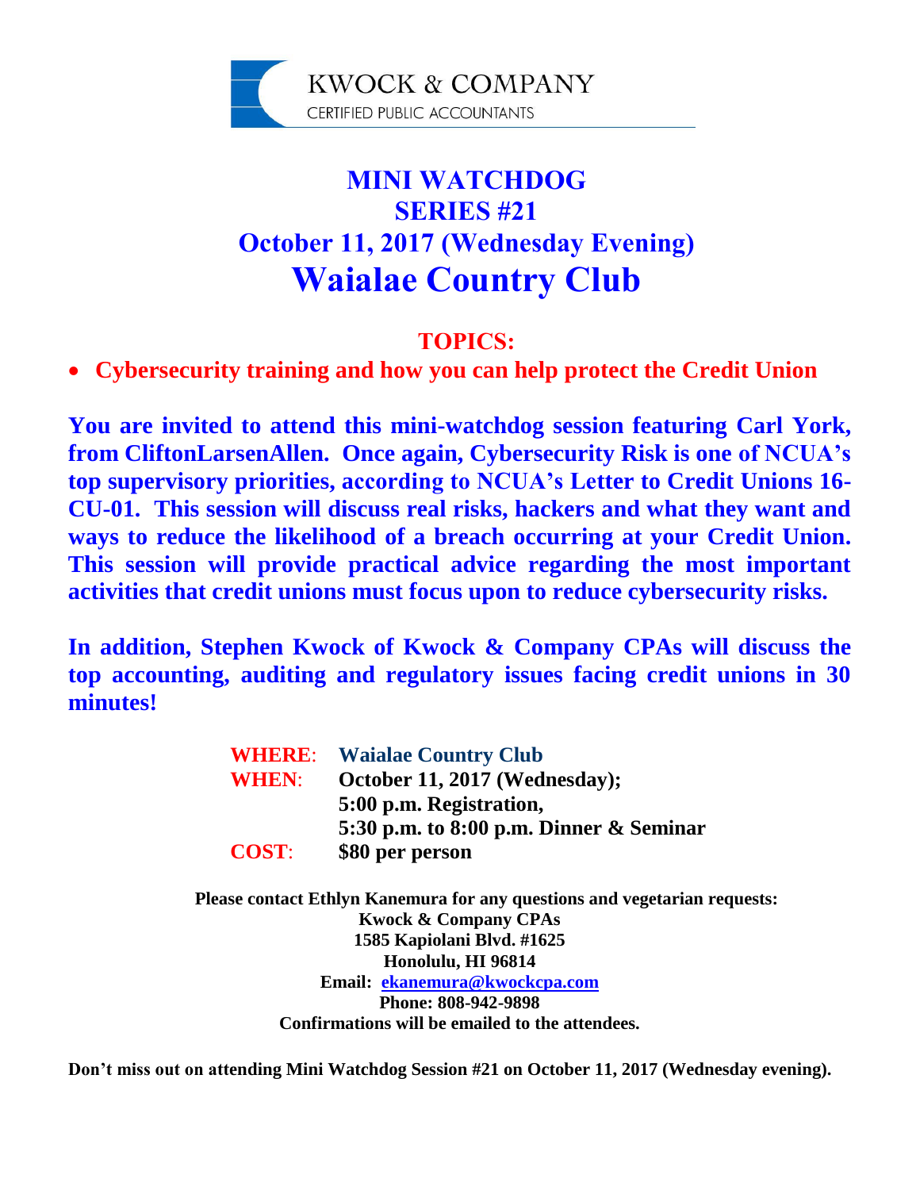KWOCK & COMPANY
CERTIFIED PUBLIC ACCOUNTANTS

# MINI WATCHDOG
# SERIES #21
## October 11, 2017 (Wednesday Evening)
# Waialae Country Club

## TOPICS:

- **Cybersecurity training and how you can help protect the Credit Union**

**You are invited to attend this mini-watchdog session featuring Carl York, from CliftonLarsenAllen. Once again, Cybersecurity Risk is one of NCUA's top supervisory priorities, according to NCUA's Letter to Credit Unions 16-CU-01. This session will discuss real risks, hackers and what they want and ways to reduce the likelihood of a breach occurring at your Credit Union. This session will provide practical advice regarding the most important activities that credit unions must focus upon to reduce cybersecurity risks.**

**In addition, Stephen Kwock of Kwock & Company CPAs will discuss the top accounting, auditing and regulatory issues facing credit unions in 30 minutes!**

**WHERE**: **Waialae Country Club**
**WHEN**: **October 11, 2017 (Wednesday);**
**5:00 p.m. Registration,**
**5:30 p.m. to 8:00 p.m. Dinner & Seminar**
**COST**: **$80 per person**

**Please contact Ethlyn Kanemura for any questions and vegetarian requests:**
**Kwock & Company CPAs**
**1585 Kapiolani Blvd. #1625**
**Honolulu, HI 96814**
**Email: ekanemura@kwockcpa.com**
**Phone: 808-942-9898**
**Confirmations will be emailed to the attendees.**

**Don't miss out on attending Mini Watchdog Session #21 on October 11, 2017 (Wednesday evening).**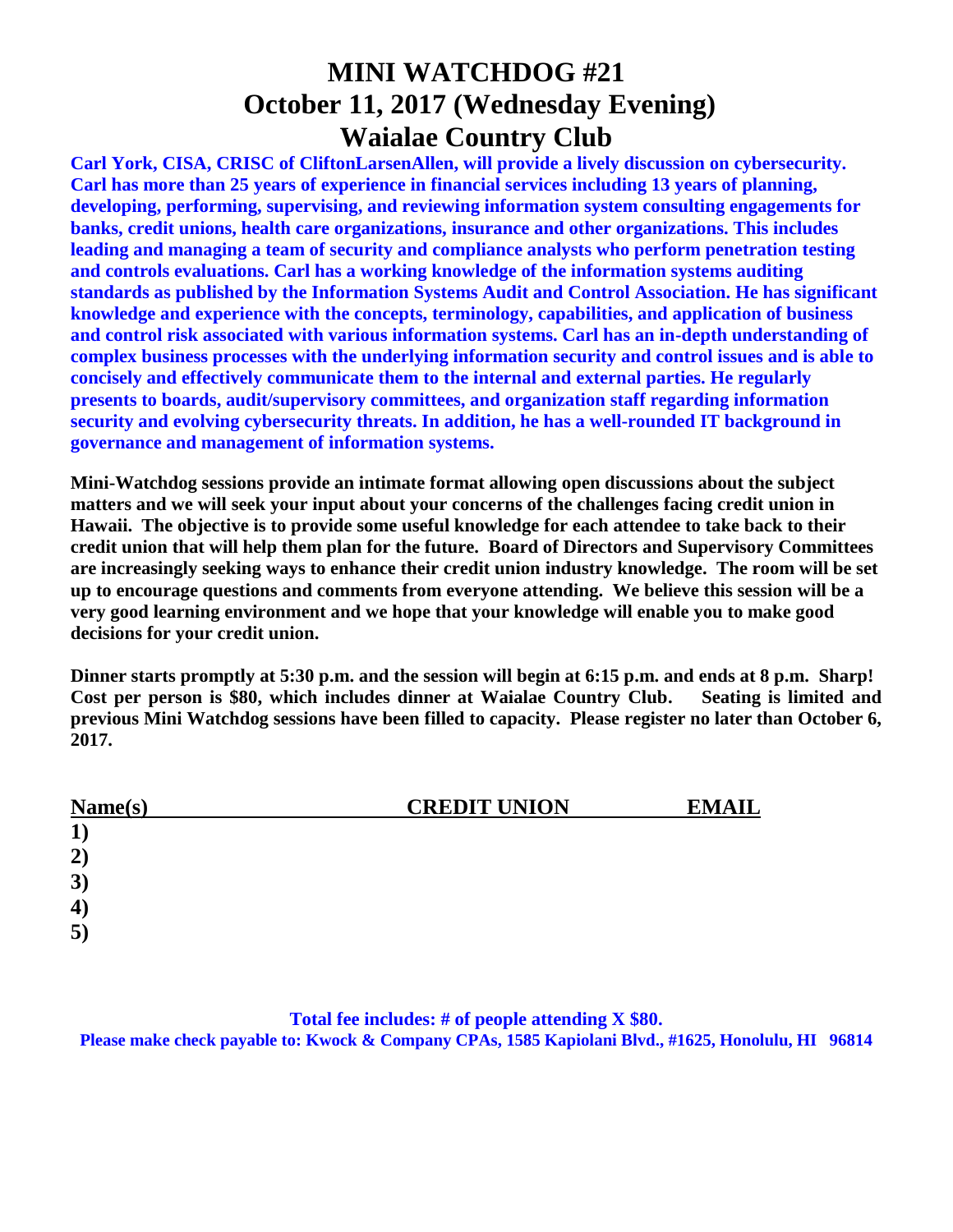# MINI WATCHDOG #21
# October 11, 2017 (Wednesday Evening)
# Waialae Country Club

**Carl York, CISA, CRISC of CliftonLarsenAllen, will provide a lively discussion on cybersecurity. Carl has more than 25 years of experience in financial services including 13 years of planning, developing, performing, supervising, and reviewing information system consulting engagements for banks, credit unions, health care organizations, insurance and other organizations. This includes leading and managing a team of security and compliance analysts who perform penetration testing and controls evaluations. Carl has a working knowledge of the information systems auditing standards as published by the Information Systems Audit and Control Association. He has significant knowledge and experience with the concepts, terminology, capabilities, and application of business and control risk associated with various information systems. Carl has an in-depth understanding of complex business processes with the underlying information security and control issues and is able to concisely and effectively communicate them to the internal and external parties. He regularly presents to boards, audit/supervisory committees, and organization staff regarding information security and evolving cybersecurity threats. In addition, he has a well-rounded IT background in governance and management of information systems.**

**Mini-Watchdog sessions provide an intimate format allowing open discussions about the subject matters and we will seek your input about your concerns of the challenges facing credit union in Hawaii. The objective is to provide some useful knowledge for each attendee to take back to their credit union that will help them plan for the future. Board of Directors and Supervisory Committees are increasingly seeking ways to enhance their credit union industry knowledge. The room will be set up to encourage questions and comments from everyone attending. We believe this session will be a very good learning environment and we hope that your knowledge will enable you to make good decisions for your credit union.**

**Dinner starts promptly at 5:30 p.m. and the session will begin at 6:15 p.m. and ends at 8 p.m. Sharp! Cost per person is $80, which includes dinner at Waialae Country Club. Seating is limited and previous Mini Watchdog sessions have been filled to capacity. Please register no later than October 6, 2017.**

| Name(s) | CREDIT UNION | EMAIL |
|---|---|---|
| 1) | | |
| 2) | | |
| 3) | | |
| 4) | | |
| 5) | | |

**Total fee includes: # of people attending X $80.**

**Please make check payable to: Kwock & Company CPAs, 1585 Kapiolani Blvd., #1625, Honolulu, HI 96814**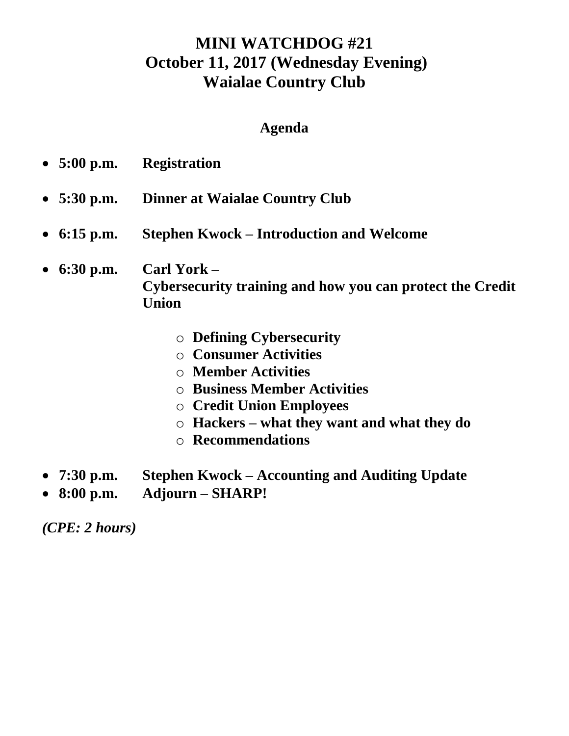# MINI WATCHDOG #21
# October 11, 2017 (Wednesday Evening)
# Waialae Country Club

## Agenda

- **5:00 p.m.** **Registration**
- **5:30 p.m.** **Dinner at Waialae Country Club**
- **6:15 p.m.** **Stephen Kwock – Introduction and Welcome**
- **6:30 p.m.** **Carl York –**
  **Cybersecurity training and how you can protect the Credit Union**
  - **Defining Cybersecurity**
  - **Consumer Activities**
  - **Member Activities**
  - **Business Member Activities**
  - **Credit Union Employees**
  - **Hackers – what they want and what they do**
  - **Recommendations**
- **7:30 p.m.** **Stephen Kwock – Accounting and Auditing Update**
- **8:00 p.m.** **Adjourn – SHARP!**

***(CPE: 2 hours)***